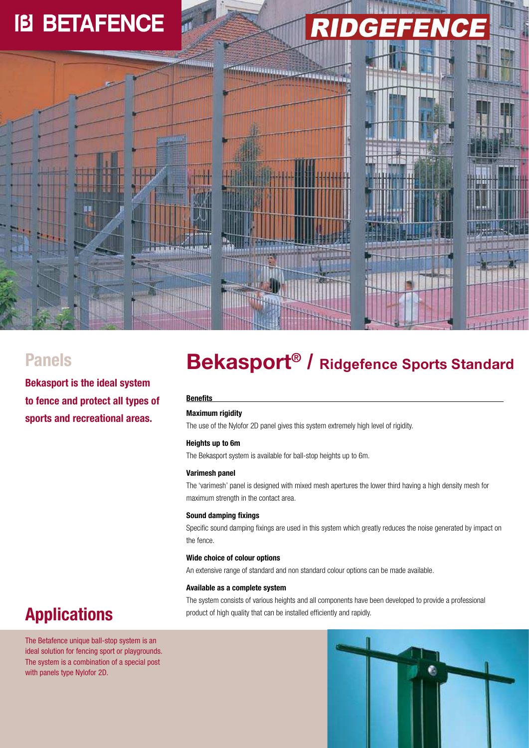# BETAFENCE

# RIDGEFENCE

## Panels

**Bekasport is the ideal system to fence and protect all types of sports and recreational areas.**

# Bekasport® / Ridgefence Sports Standard

**Benefits**

**Maximum rigidity**

The use of the Nylofor 2D panel gives this system extremely high level of rigidity.

**Heights up to 6m**

The Bekasport system is available for ball-stop heights up to 6m.

**Varimesh panel**

The 'varimesh' panel is designed with mixed mesh apertures the lower third having a high density mesh for maximum strength in the contact area.

**Sound damping fixings**

Specific sound damping fixings are used in this system which greatly reduces the noise generated by impact on the fence.

**Wide choice of colour options**

An extensive range of standard and non standard colour options can be made available.

**Available as a complete system**

The system consists of various heights and all components have been developed to provide a professional product of high quality that can be installed efficiently and rapidly.

## Applications

The Betafence unique ball-stop system is an ideal solution for fencing sport or playgrounds. The system is a combination of a special post with panels type Nylofor 2D.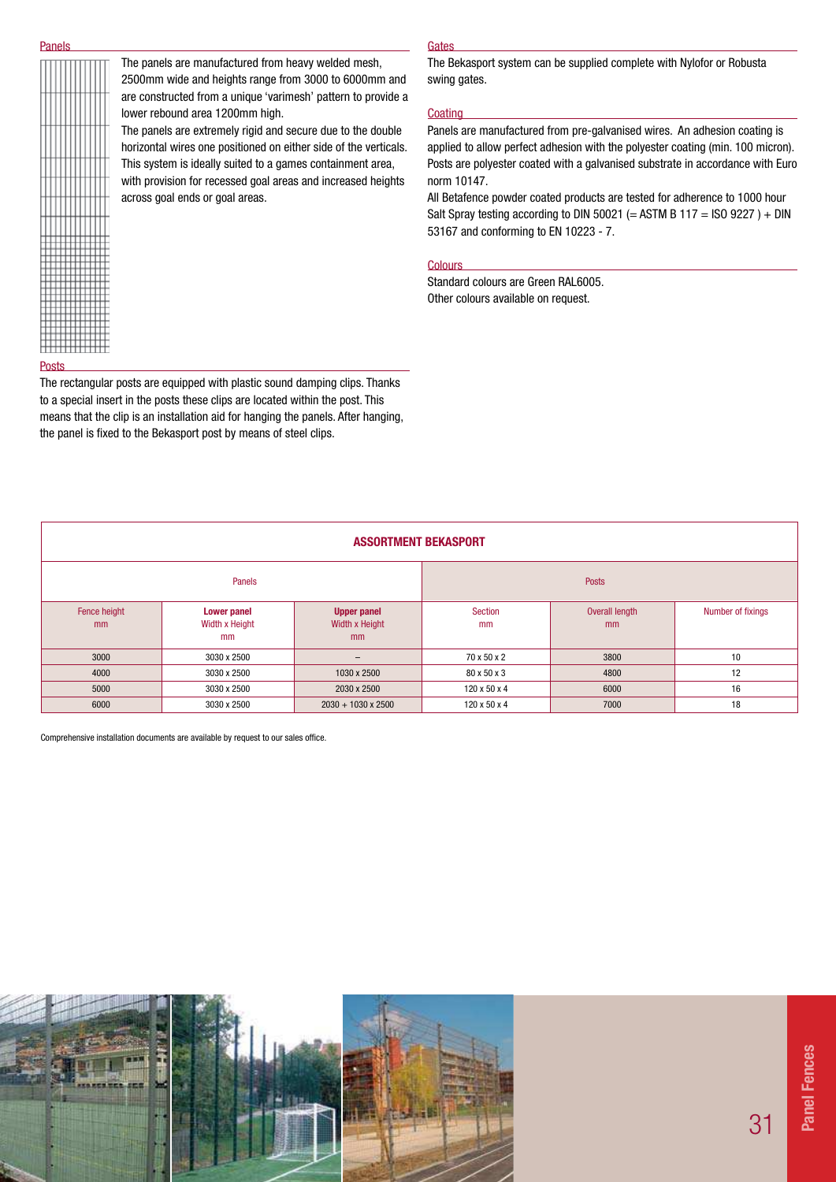## Panels

The panels are manufactured from heavy welded mesh, 2500mm wide and heights range from 3000 to 6000mm and are constructed from a unique 'varimesh' pattern to provide a lower rebound area 1200mm high.

The panels are extremely rigid and secure due to the double horizontal wires one positioned on either side of the verticals. This system is ideally suited to a games containment area, with provision for recessed goal areas and increased heights across goal ends or goal areas.

## Posts

The rectangular posts are equipped with plastic sound damping clips. Thanks to a special insert in the posts these clips are located within the post. This means that the clip is an installation aid for hanging the panels. After hanging, the panel is fixed to the Bekasport post by means of steel clips.

## Gates

The Bekasport system can be supplied complete with Nylofor or Robusta swing gates.

## Coating

Panels are manufactured from pre-galvanised wires. An adhesion coating is applied to allow perfect adhesion with the polyester coating (min. 100 micron). Posts are polyester coated with a galvanised substrate in accordance with Euro norm 10147.

All Betafence powder coated products are tested for adherence to 1000 hour Salt Spray testing according to DIN 50021 (= ASTM B 117 = ISO 9227 ) + DIN 53167 and conforming to EN 10223 - 7.

## Colours

Standard colours are Green RAL6005.
Other colours available on request.

**ASSORTMENT BEKASPORT**

| Panels | | | Posts | | |
|---|---|---|---|---|---|
| Fence height mm | **Lower panel** Width x Height mm | **Upper panel** Width x Height mm | Section mm | Overall length mm | Number of fixings |
| 3000 | 3030 x 2500 | – | 70 x 50 x 2 | 3800 | 10 |
| 4000 | 3030 x 2500 | 1030 x 2500 | 80 x 50 x 3 | 4800 | 12 |
| 5000 | 3030 x 2500 | 2030 x 2500 | 120 x 50 x 4 | 6000 | 16 |
| 6000 | 3030 x 2500 | 2030 + 1030 x 2500 | 120 x 50 x 4 | 7000 | 18 |

Comprehensive installation documents are available by request to our sales office.